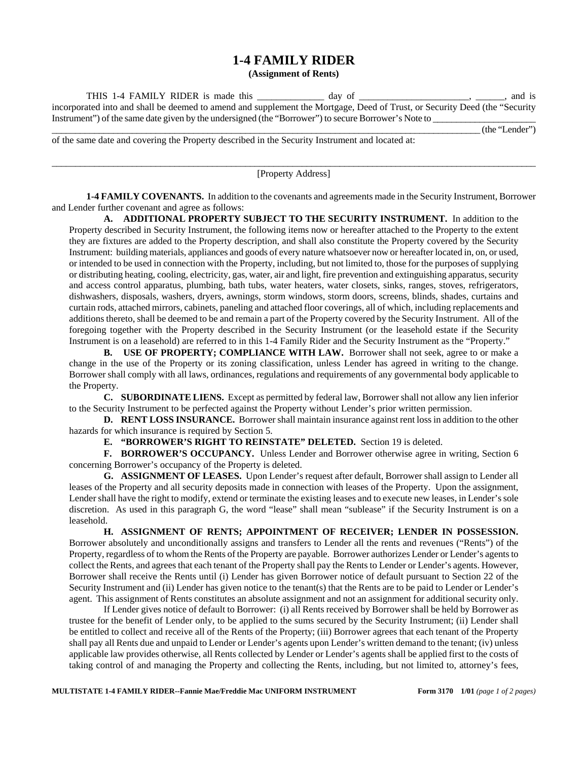# 1-4 FAMILY RIDER

**(Assignment of Rents)**

THIS 1-4 FAMILY RIDER is made this ______________ day of _______________________, ______, and is incorporated into and shall be deemed to amend and supplement the Mortgage, Deed of Trust, or Security Deed (the "Security Instrument") of the same date given by the undersigned (the "Borrower") to secure Borrower's Note to ______________________ _____________________________________________________________________________________________ (the "Lender") of the same date and covering the Property described in the Security Instrument and located at:

_____________________________________________________________________________________________________

[Property Address]

**1-4 FAMILY COVENANTS.** In addition to the covenants and agreements made in the Security Instrument, Borrower and Lender further covenant and agree as follows:

**A. ADDITIONAL PROPERTY SUBJECT TO THE SECURITY INSTRUMENT.** In addition to the Property described in Security Instrument, the following items now or hereafter attached to the Property to the extent they are fixtures are added to the Property description, and shall also constitute the Property covered by the Security Instrument: building materials, appliances and goods of every nature whatsoever now or hereafter located in, on, or used, or intended to be used in connection with the Property, including, but not limited to, those for the purposes of supplying or distributing heating, cooling, electricity, gas, water, air and light, fire prevention and extinguishing apparatus, security and access control apparatus, plumbing, bath tubs, water heaters, water closets, sinks, ranges, stoves, refrigerators, dishwashers, disposals, washers, dryers, awnings, storm windows, storm doors, screens, blinds, shades, curtains and curtain rods, attached mirrors, cabinets, paneling and attached floor coverings, all of which, including replacements and additions thereto, shall be deemed to be and remain a part of the Property covered by the Security Instrument. All of the foregoing together with the Property described in the Security Instrument (or the leasehold estate if the Security Instrument is on a leasehold) are referred to in this 1-4 Family Rider and the Security Instrument as the "Property."

**B. USE OF PROPERTY; COMPLIANCE WITH LAW.** Borrower shall not seek, agree to or make a change in the use of the Property or its zoning classification, unless Lender has agreed in writing to the change. Borrower shall comply with all laws, ordinances, regulations and requirements of any governmental body applicable to the Property.

**C. SUBORDINATE LIENS.** Except as permitted by federal law, Borrower shall not allow any lien inferior to the Security Instrument to be perfected against the Property without Lender's prior written permission.

**D. RENT LOSS INSURANCE.** Borrower shall maintain insurance against rent loss in addition to the other hazards for which insurance is required by Section 5.

**E. "BORROWER'S RIGHT TO REINSTATE" DELETED.** Section 19 is deleted.

**F. BORROWER'S OCCUPANCY.** Unless Lender and Borrower otherwise agree in writing, Section 6 concerning Borrower's occupancy of the Property is deleted.

**G. ASSIGNMENT OF LEASES.** Upon Lender's request after default, Borrower shall assign to Lender all leases of the Property and all security deposits made in connection with leases of the Property. Upon the assignment, Lender shall have the right to modify, extend or terminate the existing leases and to execute new leases, in Lender's sole discretion. As used in this paragraph G, the word "lease" shall mean "sublease" if the Security Instrument is on a leasehold.

**H. ASSIGNMENT OF RENTS; APPOINTMENT OF RECEIVER; LENDER IN POSSESSION.** Borrower absolutely and unconditionally assigns and transfers to Lender all the rents and revenues ("Rents") of the Property, regardless of to whom the Rents of the Property are payable. Borrower authorizes Lender or Lender's agents to collect the Rents, and agrees that each tenant of the Property shall pay the Rents to Lender or Lender's agents. However, Borrower shall receive the Rents until (i) Lender has given Borrower notice of default pursuant to Section 22 of the Security Instrument and (ii) Lender has given notice to the tenant(s) that the Rents are to be paid to Lender or Lender's agent. This assignment of Rents constitutes an absolute assignment and not an assignment for additional security only.

If Lender gives notice of default to Borrower: (i) all Rents received by Borrower shall be held by Borrower as trustee for the benefit of Lender only, to be applied to the sums secured by the Security Instrument; (ii) Lender shall be entitled to collect and receive all of the Rents of the Property; (iii) Borrower agrees that each tenant of the Property shall pay all Rents due and unpaid to Lender or Lender's agents upon Lender's written demand to the tenant; (iv) unless applicable law provides otherwise, all Rents collected by Lender or Lender's agents shall be applied first to the costs of taking control of and managing the Property and collecting the Rents, including, but not limited to, attorney's fees,

**MULTISTATE 1-4 FAMILY RIDER--Fannie Mae/Freddie Mac UNIFORM INSTRUMENT** **Form 3170 1/01**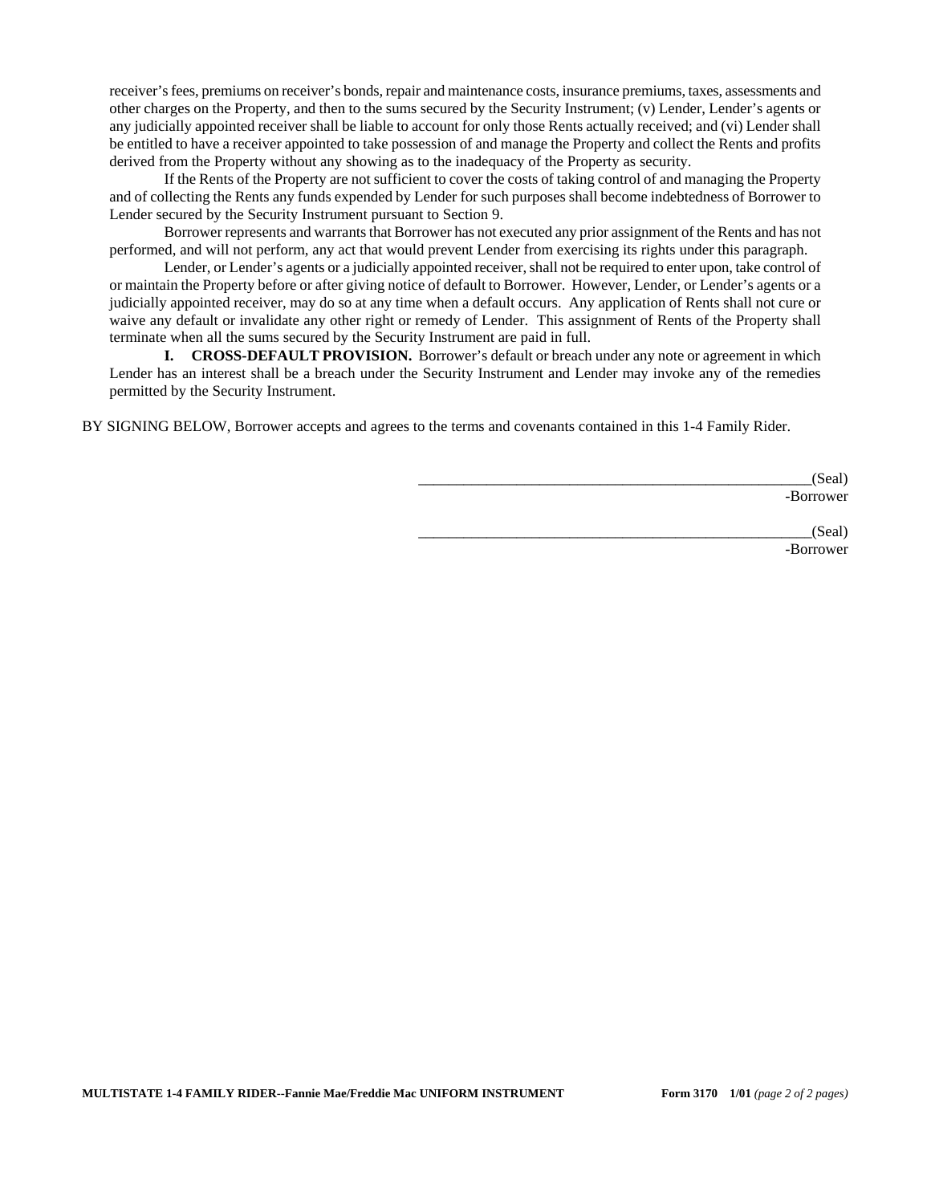receiver's fees, premiums on receiver's bonds, repair and maintenance costs, insurance premiums, taxes, assessments and other charges on the Property, and then to the sums secured by the Security Instrument; (v) Lender, Lender's agents or any judicially appointed receiver shall be liable to account for only those Rents actually received; and (vi) Lender shall be entitled to have a receiver appointed to take possession of and manage the Property and collect the Rents and profits derived from the Property without any showing as to the inadequacy of the Property as security.

If the Rents of the Property are not sufficient to cover the costs of taking control of and managing the Property and of collecting the Rents any funds expended by Lender for such purposes shall become indebtedness of Borrower to Lender secured by the Security Instrument pursuant to Section 9.

Borrower represents and warrants that Borrower has not executed any prior assignment of the Rents and has not performed, and will not perform, any act that would prevent Lender from exercising its rights under this paragraph.

Lender, or Lender's agents or a judicially appointed receiver, shall not be required to enter upon, take control of or maintain the Property before or after giving notice of default to Borrower. However, Lender, or Lender's agents or a judicially appointed receiver, may do so at any time when a default occurs. Any application of Rents shall not cure or waive any default or invalidate any other right or remedy of Lender. This assignment of Rents of the Property shall terminate when all the sums secured by the Security Instrument are paid in full.

**I. CROSS-DEFAULT PROVISION.** Borrower's default or breach under any note or agreement in which Lender has an interest shall be a breach under the Security Instrument and Lender may invoke any of the remedies permitted by the Security Instrument.

BY SIGNING BELOW, Borrower accepts and agrees to the terms and covenants contained in this 1-4 Family Rider.

_______________________________________________________(Seal)
-Borrower

_______________________________________________________(Seal)
-Borrower

**MULTISTATE 1-4 FAMILY RIDER--Fannie Mae/Freddie Mac UNIFORM INSTRUMENT** **Form 3170 1/01**